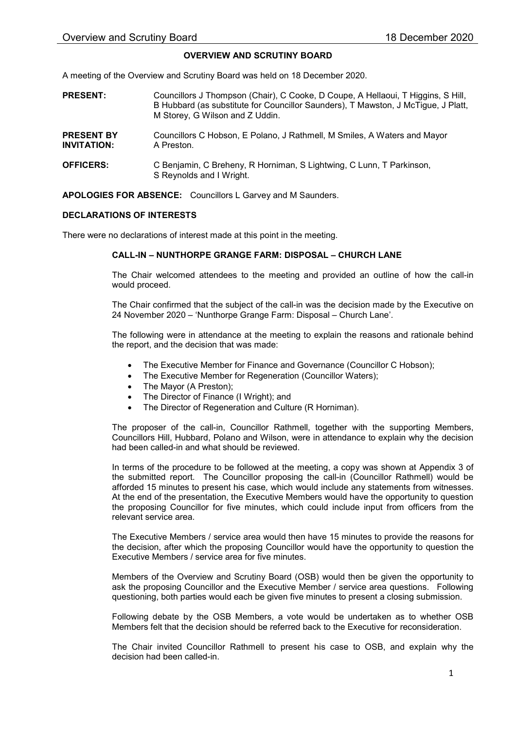# OVERVIEW AND SCRUTINY BOARD

A meeting of the Overview and Scrutiny Board was held on 18 December 2020.

**PRESENT:** Councillors J Thompson (Chair), C Cooke, D Coupe, A Hellaoui, T Higgins, S Hill, B Hubbard (as substitute for Councillor Saunders), T Mawston, J McTigue, J Platt, M Storey, G Wilson and Z Uddin.

**PRESENT BY INVITATION:** Councillors C Hobson, E Polano, J Rathmell, M Smiles, A Waters and Mayor A Preston.

**OFFICERS:** C Benjamin, C Breheny, R Horniman, S Lightwing, C Lunn, T Parkinson, S Reynolds and I Wright.

**APOLOGIES FOR ABSENCE:** Councillors L Garvey and M Saunders.

## DECLARATIONS OF INTERESTS

There were no declarations of interest made at this point in the meeting.

## CALL-IN – NUNTHORPE GRANGE FARM: DISPOSAL – CHURCH LANE

The Chair welcomed attendees to the meeting and provided an outline of how the call-in would proceed.

The Chair confirmed that the subject of the call-in was the decision made by the Executive on 24 November 2020 – 'Nunthorpe Grange Farm: Disposal – Church Lane'.

The following were in attendance at the meeting to explain the reasons and rationale behind the report, and the decision that was made:

- The Executive Member for Finance and Governance (Councillor C Hobson);
- The Executive Member for Regeneration (Councillor Waters);
- The Mayor (A Preston);
- The Director of Finance (I Wright); and
- The Director of Regeneration and Culture (R Horniman).

The proposer of the call-in, Councillor Rathmell, together with the supporting Members, Councillors Hill, Hubbard, Polano and Wilson, were in attendance to explain why the decision had been called-in and what should be reviewed.

In terms of the procedure to be followed at the meeting, a copy was shown at Appendix 3 of the submitted report. The Councillor proposing the call-in (Councillor Rathmell) would be afforded 15 minutes to present his case, which would include any statements from witnesses. At the end of the presentation, the Executive Members would have the opportunity to question the proposing Councillor for five minutes, which could include input from officers from the relevant service area.

The Executive Members / service area would then have 15 minutes to provide the reasons for the decision, after which the proposing Councillor would have the opportunity to question the Executive Members / service area for five minutes.

Members of the Overview and Scrutiny Board (OSB) would then be given the opportunity to ask the proposing Councillor and the Executive Member / service area questions. Following questioning, both parties would each be given five minutes to present a closing submission.

Following debate by the OSB Members, a vote would be undertaken as to whether OSB Members felt that the decision should be referred back to the Executive for reconsideration.

The Chair invited Councillor Rathmell to present his case to OSB, and explain why the decision had been called-in.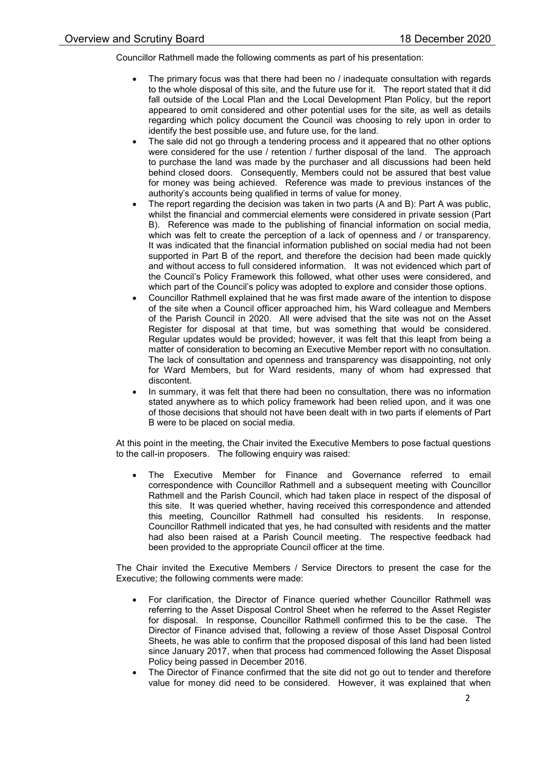Councillor Rathmell made the following comments as part of his presentation:

- The primary focus was that there had been no / inadequate consultation with regards to the whole disposal of this site, and the future use for it. The report stated that it did fall outside of the Local Plan and the Local Development Plan Policy, but the report appeared to omit considered and other potential uses for the site, as well as details regarding which policy document the Council was choosing to rely upon in order to identify the best possible use, and future use, for the land.
- The sale did not go through a tendering process and it appeared that no other options were considered for the use / retention / further disposal of the land. The approach to purchase the land was made by the purchaser and all discussions had been held behind closed doors. Consequently, Members could not be assured that best value for money was being achieved. Reference was made to previous instances of the authority's accounts being qualified in terms of value for money.
- The report regarding the decision was taken in two parts (A and B): Part A was public, whilst the financial and commercial elements were considered in private session (Part B). Reference was made to the publishing of financial information on social media, which was felt to create the perception of a lack of openness and / or transparency. It was indicated that the financial information published on social media had not been supported in Part B of the report, and therefore the decision had been made quickly and without access to full considered information. It was not evidenced which part of the Council's Policy Framework this followed, what other uses were considered, and which part of the Council's policy was adopted to explore and consider those options.
- Councillor Rathmell explained that he was first made aware of the intention to dispose of the site when a Council officer approached him, his Ward colleague and Members of the Parish Council in 2020. All were advised that the site was not on the Asset Register for disposal at that time, but was something that would be considered. Regular updates would be provided; however, it was felt that this leapt from being a matter of consideration to becoming an Executive Member report with no consultation. The lack of consultation and openness and transparency was disappointing, not only for Ward Members, but for Ward residents, many of whom had expressed that discontent.
- In summary, it was felt that there had been no consultation, there was no information stated anywhere as to which policy framework had been relied upon, and it was one of those decisions that should not have been dealt with in two parts if elements of Part B were to be placed on social media.

At this point in the meeting, the Chair invited the Executive Members to pose factual questions to the call-in proposers. The following enquiry was raised:

- The Executive Member for Finance and Governance referred to email correspondence with Councillor Rathmell and a subsequent meeting with Councillor Rathmell and the Parish Council, which had taken place in respect of the disposal of this site. It was queried whether, having received this correspondence and attended this meeting, Councillor Rathmell had consulted his residents. In response, Councillor Rathmell indicated that yes, he had consulted with residents and the matter had also been raised at a Parish Council meeting. The respective feedback had been provided to the appropriate Council officer at the time.

The Chair invited the Executive Members / Service Directors to present the case for the Executive; the following comments were made:

- For clarification, the Director of Finance queried whether Councillor Rathmell was referring to the Asset Disposal Control Sheet when he referred to the Asset Register for disposal. In response, Councillor Rathmell confirmed this to be the case. The Director of Finance advised that, following a review of those Asset Disposal Control Sheets, he was able to confirm that the proposed disposal of this land had been listed since January 2017, when that process had commenced following the Asset Disposal Policy being passed in December 2016.
- The Director of Finance confirmed that the site did not go out to tender and therefore value for money did need to be considered. However, it was explained that when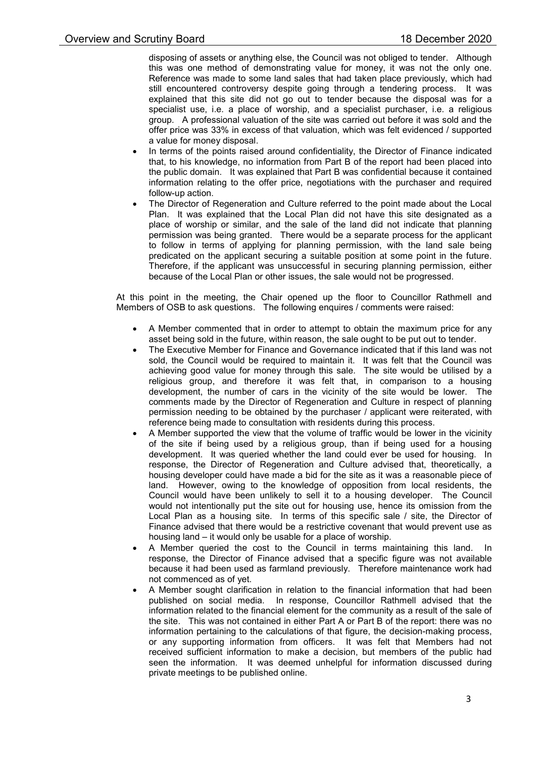disposing of assets or anything else, the Council was not obliged to tender. Although this was one method of demonstrating value for money, it was not the only one. Reference was made to some land sales that had taken place previously, which had still encountered controversy despite going through a tendering process. It was explained that this site did not go out to tender because the disposal was for a specialist use, i.e. a place of worship, and a specialist purchaser, i.e. a religious group. A professional valuation of the site was carried out before it was sold and the offer price was 33% in excess of that valuation, which was felt evidenced / supported a value for money disposal.

- In terms of the points raised around confidentiality, the Director of Finance indicated that, to his knowledge, no information from Part B of the report had been placed into the public domain. It was explained that Part B was confidential because it contained information relating to the offer price, negotiations with the purchaser and required follow-up action.
- The Director of Regeneration and Culture referred to the point made about the Local Plan. It was explained that the Local Plan did not have this site designated as a place of worship or similar, and the sale of the land did not indicate that planning permission was being granted. There would be a separate process for the applicant to follow in terms of applying for planning permission, with the land sale being predicated on the applicant securing a suitable position at some point in the future. Therefore, if the applicant was unsuccessful in securing planning permission, either because of the Local Plan or other issues, the sale would not be progressed.

At this point in the meeting, the Chair opened up the floor to Councillor Rathmell and Members of OSB to ask questions. The following enquires / comments were raised:

- A Member commented that in order to attempt to obtain the maximum price for any asset being sold in the future, within reason, the sale ought to be put out to tender.
- The Executive Member for Finance and Governance indicated that if this land was not sold, the Council would be required to maintain it. It was felt that the Council was achieving good value for money through this sale. The site would be utilised by a religious group, and therefore it was felt that, in comparison to a housing development, the number of cars in the vicinity of the site would be lower. The comments made by the Director of Regeneration and Culture in respect of planning permission needing to be obtained by the purchaser / applicant were reiterated, with reference being made to consultation with residents during this process.
- A Member supported the view that the volume of traffic would be lower in the vicinity of the site if being used by a religious group, than if being used for a housing development. It was queried whether the land could ever be used for housing. In response, the Director of Regeneration and Culture advised that, theoretically, a housing developer could have made a bid for the site as it was a reasonable piece of land. However, owing to the knowledge of opposition from local residents, the Council would have been unlikely to sell it to a housing developer. The Council would not intentionally put the site out for housing use, hence its omission from the Local Plan as a housing site. In terms of this specific sale / site, the Director of Finance advised that there would be a restrictive covenant that would prevent use as housing land – it would only be usable for a place of worship.
- A Member queried the cost to the Council in terms maintaining this land. In response, the Director of Finance advised that a specific figure was not available because it had been used as farmland previously. Therefore maintenance work had not commenced as of yet.
- A Member sought clarification in relation to the financial information that had been published on social media. In response, Councillor Rathmell advised that the information related to the financial element for the community as a result of the sale of the site. This was not contained in either Part A or Part B of the report: there was no information pertaining to the calculations of that figure, the decision-making process, or any supporting information from officers. It was felt that Members had not received sufficient information to make a decision, but members of the public had seen the information. It was deemed unhelpful for information discussed during private meetings to be published online.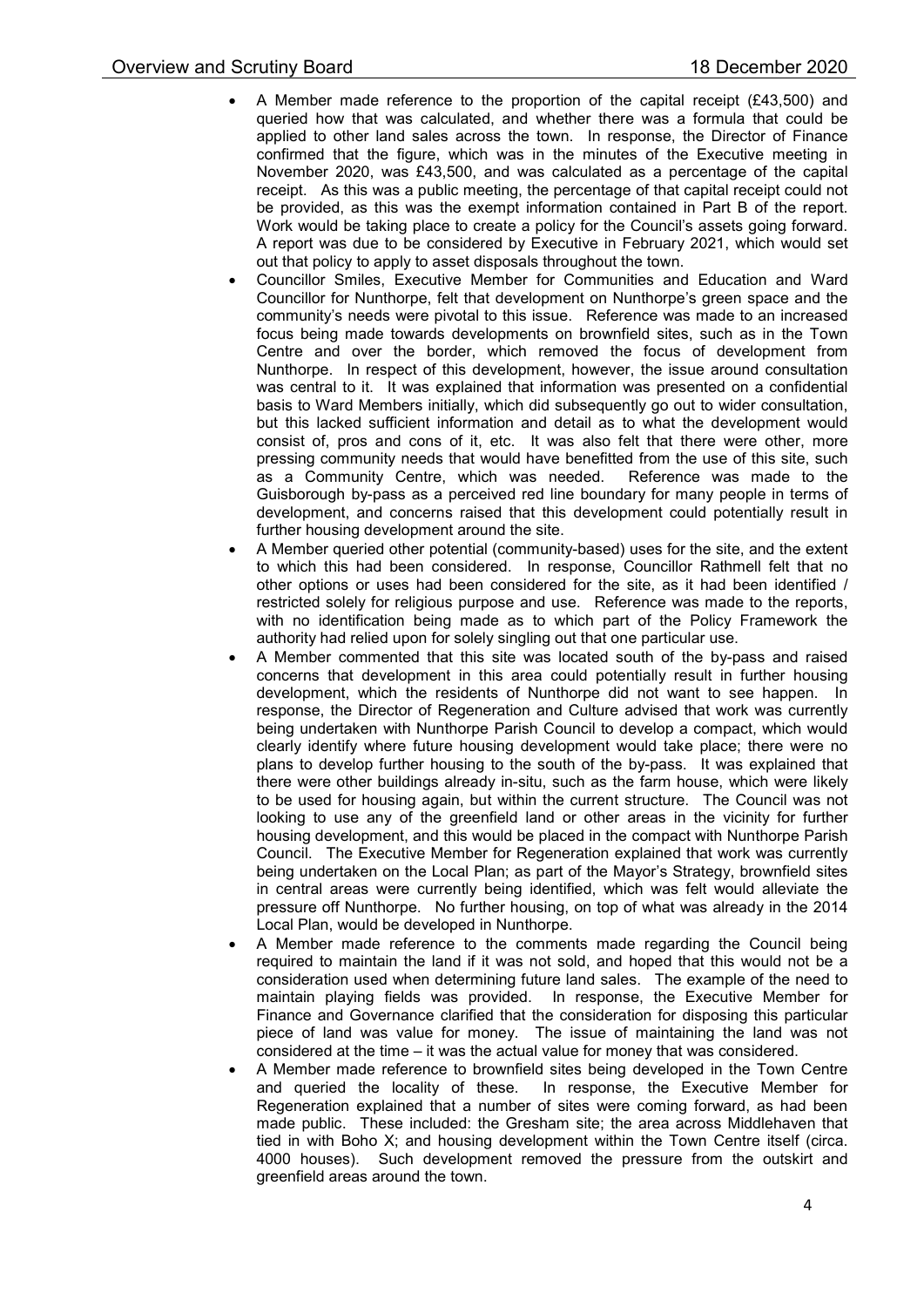- A Member made reference to the proportion of the capital receipt (£43,500) and queried how that was calculated, and whether there was a formula that could be applied to other land sales across the town. In response, the Director of Finance confirmed that the figure, which was in the minutes of the Executive meeting in November 2020, was £43,500, and was calculated as a percentage of the capital receipt. As this was a public meeting, the percentage of that capital receipt could not be provided, as this was the exempt information contained in Part B of the report. Work would be taking place to create a policy for the Council's assets going forward. A report was due to be considered by Executive in February 2021, which would set out that policy to apply to asset disposals throughout the town.
- Councillor Smiles, Executive Member for Communities and Education and Ward Councillor for Nunthorpe, felt that development on Nunthorpe's green space and the community's needs were pivotal to this issue. Reference was made to an increased focus being made towards developments on brownfield sites, such as in the Town Centre and over the border, which removed the focus of development from Nunthorpe. In respect of this development, however, the issue around consultation was central to it. It was explained that information was presented on a confidential basis to Ward Members initially, which did subsequently go out to wider consultation, but this lacked sufficient information and detail as to what the development would consist of, pros and cons of it, etc. It was also felt that there were other, more pressing community needs that would have benefitted from the use of this site, such as a Community Centre, which was needed. Reference was made to the Guisborough by-pass as a perceived red line boundary for many people in terms of development, and concerns raised that this development could potentially result in further housing development around the site.
- A Member queried other potential (community-based) uses for the site, and the extent to which this had been considered. In response, Councillor Rathmell felt that no other options or uses had been considered for the site, as it had been identified / restricted solely for religious purpose and use. Reference was made to the reports, with no identification being made as to which part of the Policy Framework the authority had relied upon for solely singling out that one particular use.
- A Member commented that this site was located south of the by-pass and raised concerns that development in this area could potentially result in further housing development, which the residents of Nunthorpe did not want to see happen. In response, the Director of Regeneration and Culture advised that work was currently being undertaken with Nunthorpe Parish Council to develop a compact, which would clearly identify where future housing development would take place; there were no plans to develop further housing to the south of the by-pass. It was explained that there were other buildings already in-situ, such as the farm house, which were likely to be used for housing again, but within the current structure. The Council was not looking to use any of the greenfield land or other areas in the vicinity for further housing development, and this would be placed in the compact with Nunthorpe Parish Council. The Executive Member for Regeneration explained that work was currently being undertaken on the Local Plan; as part of the Mayor's Strategy, brownfield sites in central areas were currently being identified, which was felt would alleviate the pressure off Nunthorpe. No further housing, on top of what was already in the 2014 Local Plan, would be developed in Nunthorpe.
- A Member made reference to the comments made regarding the Council being required to maintain the land if it was not sold, and hoped that this would not be a consideration used when determining future land sales. The example of the need to maintain playing fields was provided. In response, the Executive Member for Finance and Governance clarified that the consideration for disposing this particular piece of land was value for money. The issue of maintaining the land was not considered at the time – it was the actual value for money that was considered.
- A Member made reference to brownfield sites being developed in the Town Centre and queried the locality of these. In response, the Executive Member for Regeneration explained that a number of sites were coming forward, as had been made public. These included: the Gresham site; the area across Middlehaven that tied in with Boho X; and housing development within the Town Centre itself (circa. 4000 houses). Such development removed the pressure from the outskirt and greenfield areas around the town.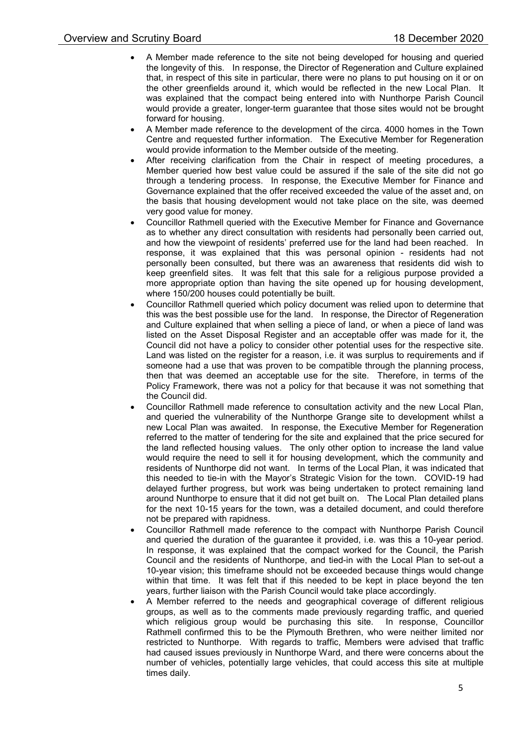- A Member made reference to the site not being developed for housing and queried the longevity of this. In response, the Director of Regeneration and Culture explained that, in respect of this site in particular, there were no plans to put housing on it or on the other greenfields around it, which would be reflected in the new Local Plan. It was explained that the compact being entered into with Nunthorpe Parish Council would provide a greater, longer-term guarantee that those sites would not be brought forward for housing.
- A Member made reference to the development of the circa. 4000 homes in the Town Centre and requested further information. The Executive Member for Regeneration would provide information to the Member outside of the meeting.
- After receiving clarification from the Chair in respect of meeting procedures, a Member queried how best value could be assured if the sale of the site did not go through a tendering process. In response, the Executive Member for Finance and Governance explained that the offer received exceeded the value of the asset and, on the basis that housing development would not take place on the site, was deemed very good value for money.
- Councillor Rathmell queried with the Executive Member for Finance and Governance as to whether any direct consultation with residents had personally been carried out, and how the viewpoint of residents' preferred use for the land had been reached. In response, it was explained that this was personal opinion - residents had not personally been consulted, but there was an awareness that residents did wish to keep greenfield sites. It was felt that this sale for a religious purpose provided a more appropriate option than having the site opened up for housing development, where 150/200 houses could potentially be built.
- Councillor Rathmell queried which policy document was relied upon to determine that this was the best possible use for the land. In response, the Director of Regeneration and Culture explained that when selling a piece of land, or when a piece of land was listed on the Asset Disposal Register and an acceptable offer was made for it, the Council did not have a policy to consider other potential uses for the respective site. Land was listed on the register for a reason, i.e. it was surplus to requirements and if someone had a use that was proven to be compatible through the planning process, then that was deemed an acceptable use for the site. Therefore, in terms of the Policy Framework, there was not a policy for that because it was not something that the Council did.
- Councillor Rathmell made reference to consultation activity and the new Local Plan, and queried the vulnerability of the Nunthorpe Grange site to development whilst a new Local Plan was awaited. In response, the Executive Member for Regeneration referred to the matter of tendering for the site and explained that the price secured for the land reflected housing values. The only other option to increase the land value would require the need to sell it for housing development, which the community and residents of Nunthorpe did not want. In terms of the Local Plan, it was indicated that this needed to tie-in with the Mayor's Strategic Vision for the town. COVID-19 had delayed further progress, but work was being undertaken to protect remaining land around Nunthorpe to ensure that it did not get built on. The Local Plan detailed plans for the next 10-15 years for the town, was a detailed document, and could therefore not be prepared with rapidness.
- Councillor Rathmell made reference to the compact with Nunthorpe Parish Council and queried the duration of the guarantee it provided, i.e. was this a 10-year period. In response, it was explained that the compact worked for the Council, the Parish Council and the residents of Nunthorpe, and tied-in with the Local Plan to set-out a 10-year vision; this timeframe should not be exceeded because things would change within that time. It was felt that if this needed to be kept in place beyond the ten years, further liaison with the Parish Council would take place accordingly.
- A Member referred to the needs and geographical coverage of different religious groups, as well as to the comments made previously regarding traffic, and queried which religious group would be purchasing this site. In response, Councillor Rathmell confirmed this to be the Plymouth Brethren, who were neither limited nor restricted to Nunthorpe. With regards to traffic, Members were advised that traffic had caused issues previously in Nunthorpe Ward, and there were concerns about the number of vehicles, potentially large vehicles, that could access this site at multiple times daily.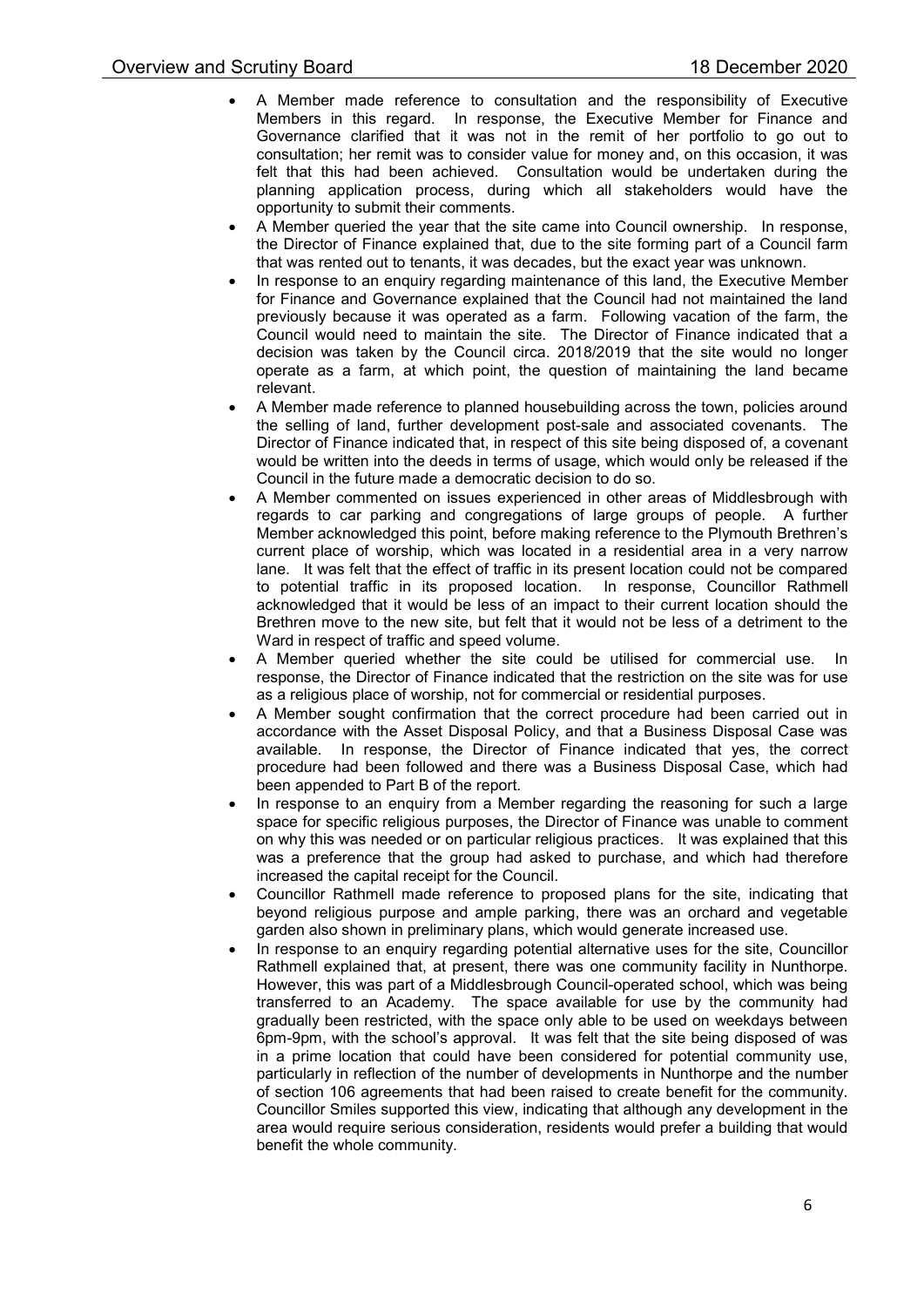- A Member made reference to consultation and the responsibility of Executive Members in this regard. In response, the Executive Member for Finance and Governance clarified that it was not in the remit of her portfolio to go out to consultation; her remit was to consider value for money and, on this occasion, it was felt that this had been achieved. Consultation would be undertaken during the planning application process, during which all stakeholders would have the opportunity to submit their comments.
- A Member queried the year that the site came into Council ownership. In response, the Director of Finance explained that, due to the site forming part of a Council farm that was rented out to tenants, it was decades, but the exact year was unknown.
- In response to an enquiry regarding maintenance of this land, the Executive Member for Finance and Governance explained that the Council had not maintained the land previously because it was operated as a farm. Following vacation of the farm, the Council would need to maintain the site. The Director of Finance indicated that a decision was taken by the Council circa. 2018/2019 that the site would no longer operate as a farm, at which point, the question of maintaining the land became relevant.
- A Member made reference to planned housebuilding across the town, policies around the selling of land, further development post-sale and associated covenants. The Director of Finance indicated that, in respect of this site being disposed of, a covenant would be written into the deeds in terms of usage, which would only be released if the Council in the future made a democratic decision to do so.
- A Member commented on issues experienced in other areas of Middlesbrough with regards to car parking and congregations of large groups of people. A further Member acknowledged this point, before making reference to the Plymouth Brethren's current place of worship, which was located in a residential area in a very narrow lane. It was felt that the effect of traffic in its present location could not be compared to potential traffic in its proposed location. In response, Councillor Rathmell acknowledged that it would be less of an impact to their current location should the Brethren move to the new site, but felt that it would not be less of a detriment to the Ward in respect of traffic and speed volume.
- A Member queried whether the site could be utilised for commercial use. In response, the Director of Finance indicated that the restriction on the site was for use as a religious place of worship, not for commercial or residential purposes.
- A Member sought confirmation that the correct procedure had been carried out in accordance with the Asset Disposal Policy, and that a Business Disposal Case was available. In response, the Director of Finance indicated that yes, the correct procedure had been followed and there was a Business Disposal Case, which had been appended to Part B of the report.
- In response to an enquiry from a Member regarding the reasoning for such a large space for specific religious purposes, the Director of Finance was unable to comment on why this was needed or on particular religious practices. It was explained that this was a preference that the group had asked to purchase, and which had therefore increased the capital receipt for the Council.
- Councillor Rathmell made reference to proposed plans for the site, indicating that beyond religious purpose and ample parking, there was an orchard and vegetable garden also shown in preliminary plans, which would generate increased use.
- In response to an enquiry regarding potential alternative uses for the site, Councillor Rathmell explained that, at present, there was one community facility in Nunthorpe. However, this was part of a Middlesbrough Council-operated school, which was being transferred to an Academy. The space available for use by the community had gradually been restricted, with the space only able to be used on weekdays between 6pm-9pm, with the school's approval. It was felt that the site being disposed of was in a prime location that could have been considered for potential community use, particularly in reflection of the number of developments in Nunthorpe and the number of section 106 agreements that had been raised to create benefit for the community. Councillor Smiles supported this view, indicating that although any development in the area would require serious consideration, residents would prefer a building that would benefit the whole community.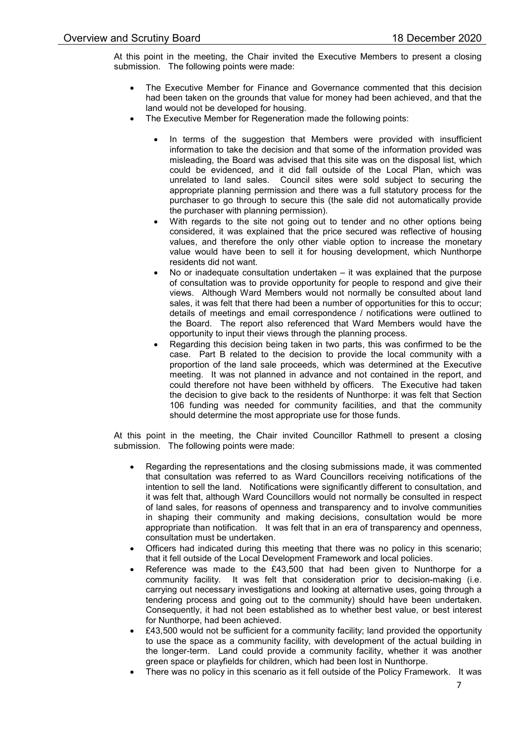At this point in the meeting, the Chair invited the Executive Members to present a closing submission. The following points were made:

- The Executive Member for Finance and Governance commented that this decision had been taken on the grounds that value for money had been achieved, and that the land would not be developed for housing.
- The Executive Member for Regeneration made the following points:
    - In terms of the suggestion that Members were provided with insufficient information to take the decision and that some of the information provided was misleading, the Board was advised that this site was on the disposal list, which could be evidenced, and it did fall outside of the Local Plan, which was unrelated to land sales. Council sites were sold subject to securing the appropriate planning permission and there was a full statutory process for the purchaser to go through to secure this (the sale did not automatically provide the purchaser with planning permission).
    - With regards to the site not going out to tender and no other options being considered, it was explained that the price secured was reflective of housing values, and therefore the only other viable option to increase the monetary value would have been to sell it for housing development, which Nunthorpe residents did not want.
    - No or inadequate consultation undertaken – it was explained that the purpose of consultation was to provide opportunity for people to respond and give their views. Although Ward Members would not normally be consulted about land sales, it was felt that there had been a number of opportunities for this to occur; details of meetings and email correspondence / notifications were outlined to the Board. The report also referenced that Ward Members would have the opportunity to input their views through the planning process.
    - Regarding this decision being taken in two parts, this was confirmed to be the case. Part B related to the decision to provide the local community with a proportion of the land sale proceeds, which was determined at the Executive meeting. It was not planned in advance and not contained in the report, and could therefore not have been withheld by officers. The Executive had taken the decision to give back to the residents of Nunthorpe: it was felt that Section 106 funding was needed for community facilities, and that the community should determine the most appropriate use for those funds.

At this point in the meeting, the Chair invited Councillor Rathmell to present a closing submission. The following points were made:

- Regarding the representations and the closing submissions made, it was commented that consultation was referred to as Ward Councillors receiving notifications of the intention to sell the land. Notifications were significantly different to consultation, and it was felt that, although Ward Councillors would not normally be consulted in respect of land sales, for reasons of openness and transparency and to involve communities in shaping their community and making decisions, consultation would be more appropriate than notification. It was felt that in an era of transparency and openness, consultation must be undertaken.
- Officers had indicated during this meeting that there was no policy in this scenario; that it fell outside of the Local Development Framework and local policies.
- Reference was made to the £43,500 that had been given to Nunthorpe for a community facility. It was felt that consideration prior to decision-making (i.e. carrying out necessary investigations and looking at alternative uses, going through a tendering process and going out to the community) should have been undertaken. Consequently, it had not been established as to whether best value, or best interest for Nunthorpe, had been achieved.
- £43,500 would not be sufficient for a community facility; land provided the opportunity to use the space as a community facility, with development of the actual building in the longer-term. Land could provide a community facility, whether it was another green space or playfields for children, which had been lost in Nunthorpe.
- There was no policy in this scenario as it fell outside of the Policy Framework. It was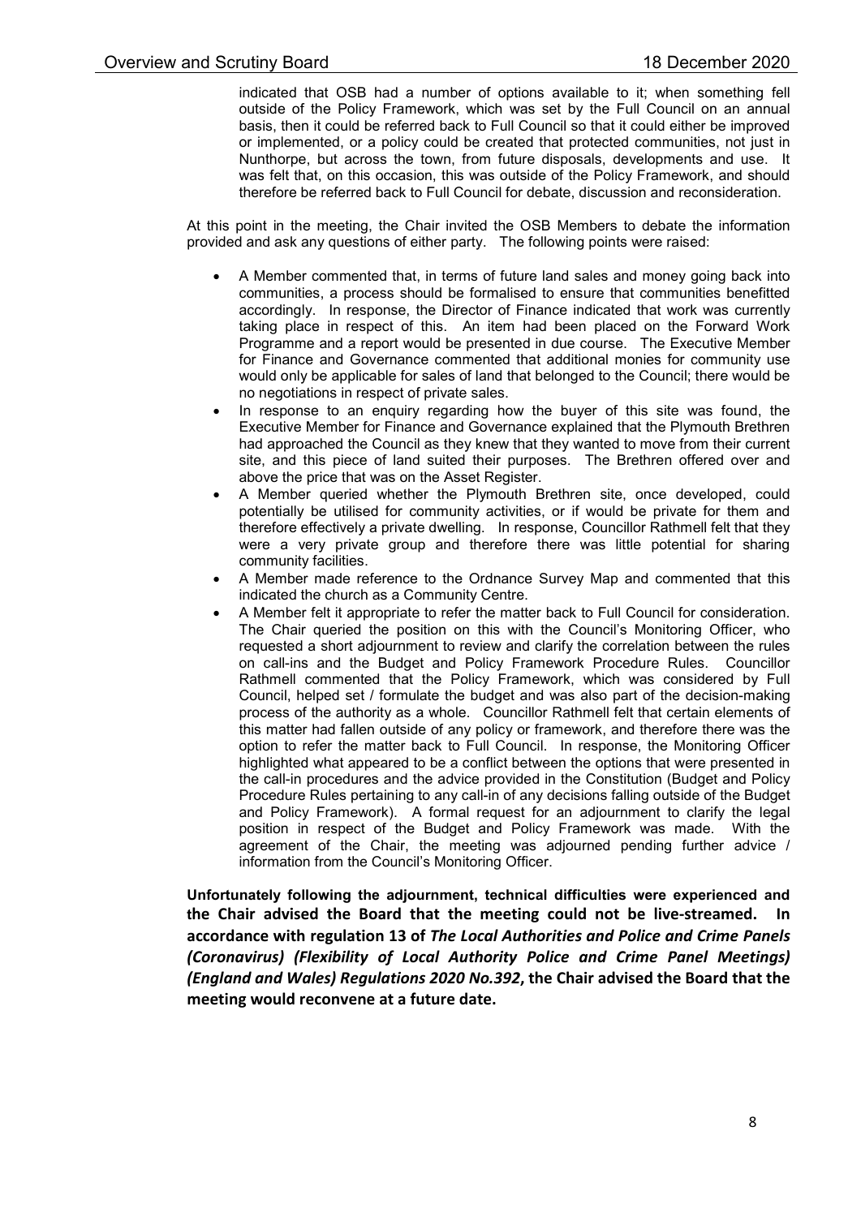indicated that OSB had a number of options available to it; when something fell outside of the Policy Framework, which was set by the Full Council on an annual basis, then it could be referred back to Full Council so that it could either be improved or implemented, or a policy could be created that protected communities, not just in Nunthorpe, but across the town, from future disposals, developments and use. It was felt that, on this occasion, this was outside of the Policy Framework, and should therefore be referred back to Full Council for debate, discussion and reconsideration.

At this point in the meeting, the Chair invited the OSB Members to debate the information provided and ask any questions of either party. The following points were raised:

- A Member commented that, in terms of future land sales and money going back into communities, a process should be formalised to ensure that communities benefitted accordingly. In response, the Director of Finance indicated that work was currently taking place in respect of this. An item had been placed on the Forward Work Programme and a report would be presented in due course. The Executive Member for Finance and Governance commented that additional monies for community use would only be applicable for sales of land that belonged to the Council; there would be no negotiations in respect of private sales.
- In response to an enquiry regarding how the buyer of this site was found, the Executive Member for Finance and Governance explained that the Plymouth Brethren had approached the Council as they knew that they wanted to move from their current site, and this piece of land suited their purposes. The Brethren offered over and above the price that was on the Asset Register.
- A Member queried whether the Plymouth Brethren site, once developed, could potentially be utilised for community activities, or if would be private for them and therefore effectively a private dwelling. In response, Councillor Rathmell felt that they were a very private group and therefore there was little potential for sharing community facilities.
- A Member made reference to the Ordnance Survey Map and commented that this indicated the church as a Community Centre.
- A Member felt it appropriate to refer the matter back to Full Council for consideration. The Chair queried the position on this with the Council's Monitoring Officer, who requested a short adjournment to review and clarify the correlation between the rules on call-ins and the Budget and Policy Framework Procedure Rules. Councillor Rathmell commented that the Policy Framework, which was considered by Full Council, helped set / formulate the budget and was also part of the decision-making process of the authority as a whole. Councillor Rathmell felt that certain elements of this matter had fallen outside of any policy or framework, and therefore there was the option to refer the matter back to Full Council. In response, the Monitoring Officer highlighted what appeared to be a conflict between the options that were presented in the call-in procedures and the advice provided in the Constitution (Budget and Policy Procedure Rules pertaining to any call-in of any decisions falling outside of the Budget and Policy Framework). A formal request for an adjournment to clarify the legal position in respect of the Budget and Policy Framework was made. With the agreement of the Chair, the meeting was adjourned pending further advice / information from the Council's Monitoring Officer.

**Unfortunately following the adjournment, technical difficulties were experienced and the Chair advised the Board that the meeting could not be live-streamed. In accordance with regulation 13 of *The Local Authorities and Police and Crime Panels (Coronavirus) (Flexibility of Local Authority Police and Crime Panel Meetings) (England and Wales) Regulations 2020 No.392*, the Chair advised the Board that the meeting would reconvene at a future date.**